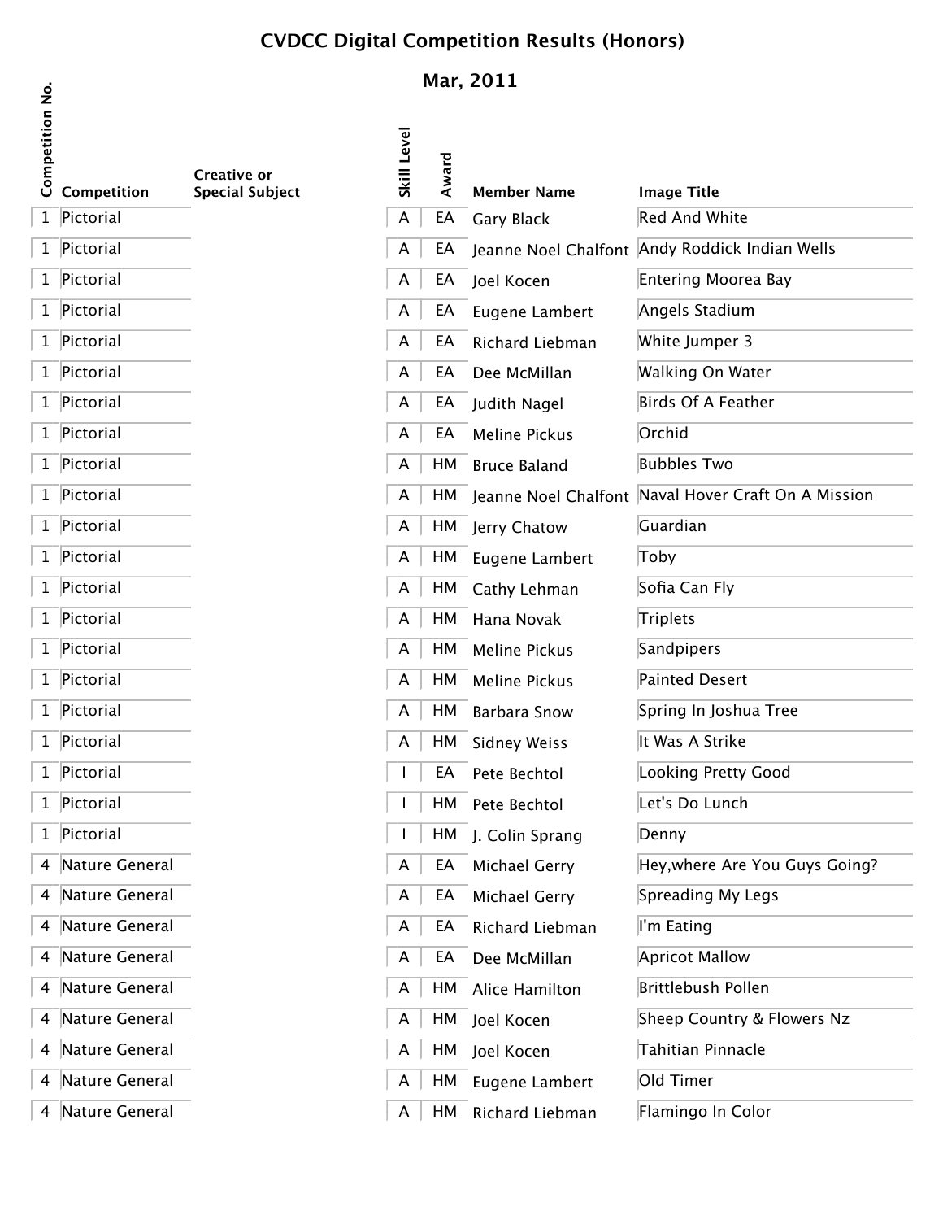# CVDCC Digital Competition Results (Honors)

## Mar, 2011

| Competition No. | Competition | Creative or Special Subject | Skill Level | Award | Member Name | Image Title |
|---|---|---|---|---|---|---|
| 1 | Pictorial | | A | EA | Gary Black | Red And White |
| 1 | Pictorial | | A | EA | Jeanne Noel Chalfont | Andy Roddick Indian Wells |
| 1 | Pictorial | | A | EA | Joel Kocen | Entering Moorea Bay |
| 1 | Pictorial | | A | EA | Eugene Lambert | Angels Stadium |
| 1 | Pictorial | | A | EA | Richard Liebman | White Jumper 3 |
| 1 | Pictorial | | A | EA | Dee McMillan | Walking On Water |
| 1 | Pictorial | | A | EA | Judith Nagel | Birds Of A Feather |
| 1 | Pictorial | | A | EA | Meline Pickus | Orchid |
| 1 | Pictorial | | A | HM | Bruce Baland | Bubbles Two |
| 1 | Pictorial | | A | HM | Jeanne Noel Chalfont | Naval Hover Craft On A Mission |
| 1 | Pictorial | | A | HM | Jerry Chatow | Guardian |
| 1 | Pictorial | | A | HM | Eugene Lambert | Toby |
| 1 | Pictorial | | A | HM | Cathy Lehman | Sofia Can Fly |
| 1 | Pictorial | | A | HM | Hana Novak | Triplets |
| 1 | Pictorial | | A | HM | Meline Pickus | Sandpipers |
| 1 | Pictorial | | A | HM | Meline Pickus | Painted Desert |
| 1 | Pictorial | | A | HM | Barbara Snow | Spring In Joshua Tree |
| 1 | Pictorial | | A | HM | Sidney Weiss | It Was A Strike |
| 1 | Pictorial | | I | EA | Pete Bechtol | Looking Pretty Good |
| 1 | Pictorial | | I | HM | Pete Bechtol | Let's Do Lunch |
| 1 | Pictorial | | I | HM | J. Colin Sprang | Denny |
| 4 | Nature General | | A | EA | Michael Gerry | Hey,where Are You Guys Going? |
| 4 | Nature General | | A | EA | Michael Gerry | Spreading My Legs |
| 4 | Nature General | | A | EA | Richard Liebman | I'm Eating |
| 4 | Nature General | | A | EA | Dee McMillan | Apricot Mallow |
| 4 | Nature General | | A | HM | Alice Hamilton | Brittlebush Pollen |
| 4 | Nature General | | A | HM | Joel Kocen | Sheep Country & Flowers Nz |
| 4 | Nature General | | A | HM | Joel Kocen | Tahitian Pinnacle |
| 4 | Nature General | | A | HM | Eugene Lambert | Old Timer |
| 4 | Nature General | | A | HM | Richard Liebman | Flamingo In Color |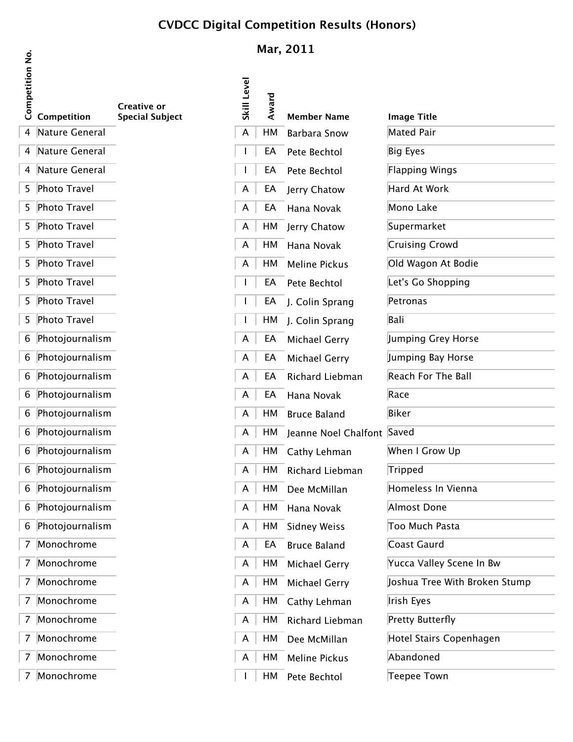# CVDCC Digital Competition Results (Honors)

## Mar, 2011

| Competition No. | Competition | Creative or Special Subject | Skill Level | Award | Member Name | Image Title |
|---|---|---|---|---|---|---|
| 4 | Nature General | | A | HM | Barbara Snow | Mated Pair |
| 4 | Nature General | | I | EA | Pete Bechtol | Big Eyes |
| 4 | Nature General | | I | EA | Pete Bechtol | Flapping Wings |
| 5 | Photo Travel | | A | EA | Jerry Chatow | Hard At Work |
| 5 | Photo Travel | | A | EA | Hana Novak | Mono Lake |
| 5 | Photo Travel | | A | HM | Jerry Chatow | Supermarket |
| 5 | Photo Travel | | A | HM | Hana Novak | Cruising Crowd |
| 5 | Photo Travel | | A | HM | Meline Pickus | Old Wagon At Bodie |
| 5 | Photo Travel | | I | EA | Pete Bechtol | Let's Go Shopping |
| 5 | Photo Travel | | I | EA | J. Colin Sprang | Petronas |
| 5 | Photo Travel | | I | HM | J. Colin Sprang | Bali |
| 6 | Photojournalism | | A | EA | Michael Gerry | Jumping Grey Horse |
| 6 | Photojournalism | | A | EA | Michael Gerry | Jumping Bay Horse |
| 6 | Photojournalism | | A | EA | Richard Liebman | Reach For The Ball |
| 6 | Photojournalism | | A | EA | Hana Novak | Race |
| 6 | Photojournalism | | A | HM | Bruce Baland | Biker |
| 6 | Photojournalism | | A | HM | Jeanne Noel Chalfont | Saved |
| 6 | Photojournalism | | A | HM | Cathy Lehman | When I Grow Up |
| 6 | Photojournalism | | A | HM | Richard Liebman | Tripped |
| 6 | Photojournalism | | A | HM | Dee McMillan | Homeless In Vienna |
| 6 | Photojournalism | | A | HM | Hana Novak | Almost Done |
| 6 | Photojournalism | | A | HM | Sidney Weiss | Too Much Pasta |
| 7 | Monochrome | | A | EA | Bruce Baland | Coast Gaurd |
| 7 | Monochrome | | A | HM | Michael Gerry | Yucca Valley Scene In Bw |
| 7 | Monochrome | | A | HM | Michael Gerry | Joshua Tree With Broken Stump |
| 7 | Monochrome | | A | HM | Cathy Lehman | Irish Eyes |
| 7 | Monochrome | | A | HM | Richard Liebman | Pretty Butterfly |
| 7 | Monochrome | | A | HM | Dee McMillan | Hotel Stairs Copenhagen |
| 7 | Monochrome | | A | HM | Meline Pickus | Abandoned |
| 7 | Monochrome | | I | HM | Pete Bechtol | Teepee Town |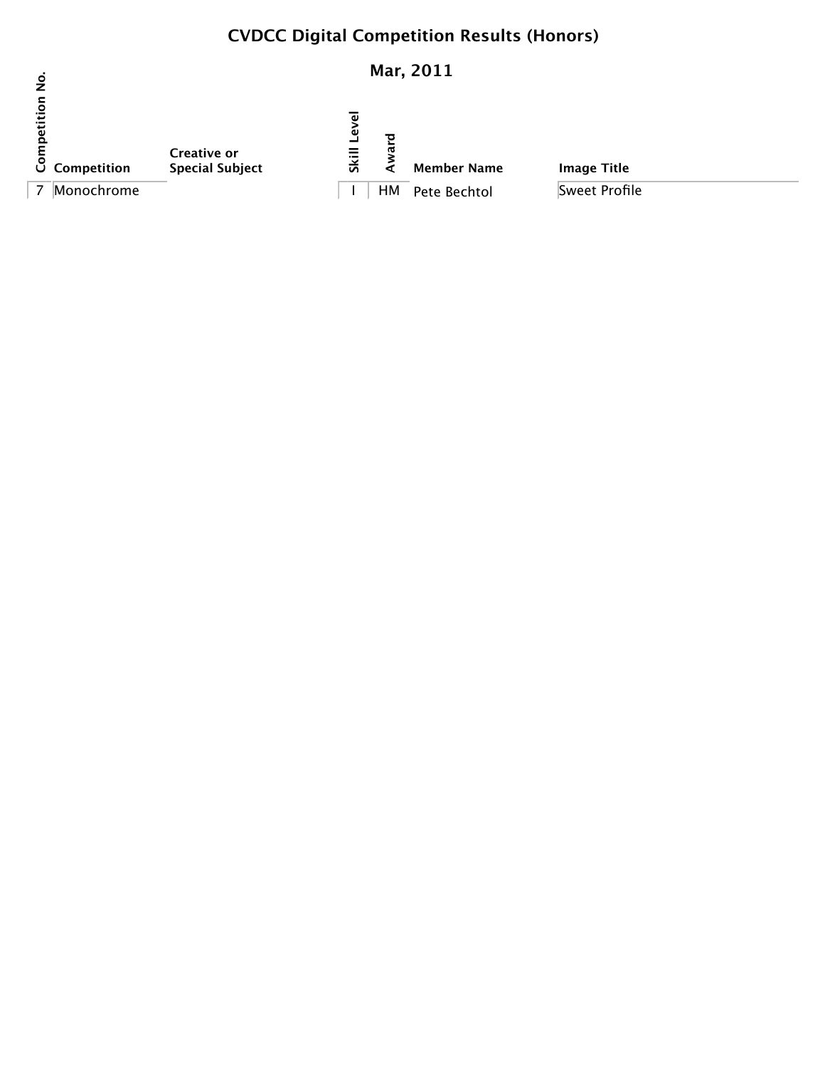# CVDCC Digital Competition Results (Honors)

## Mar, 2011

| Competition No. | Competition | Creative or Special Subject | Skill Level | Award | Member Name | Image Title |
|---|---|---|---|---|---|---|
| 7 | Monochrome | | I | HM | Pete Bechtol | Sweet Profile |